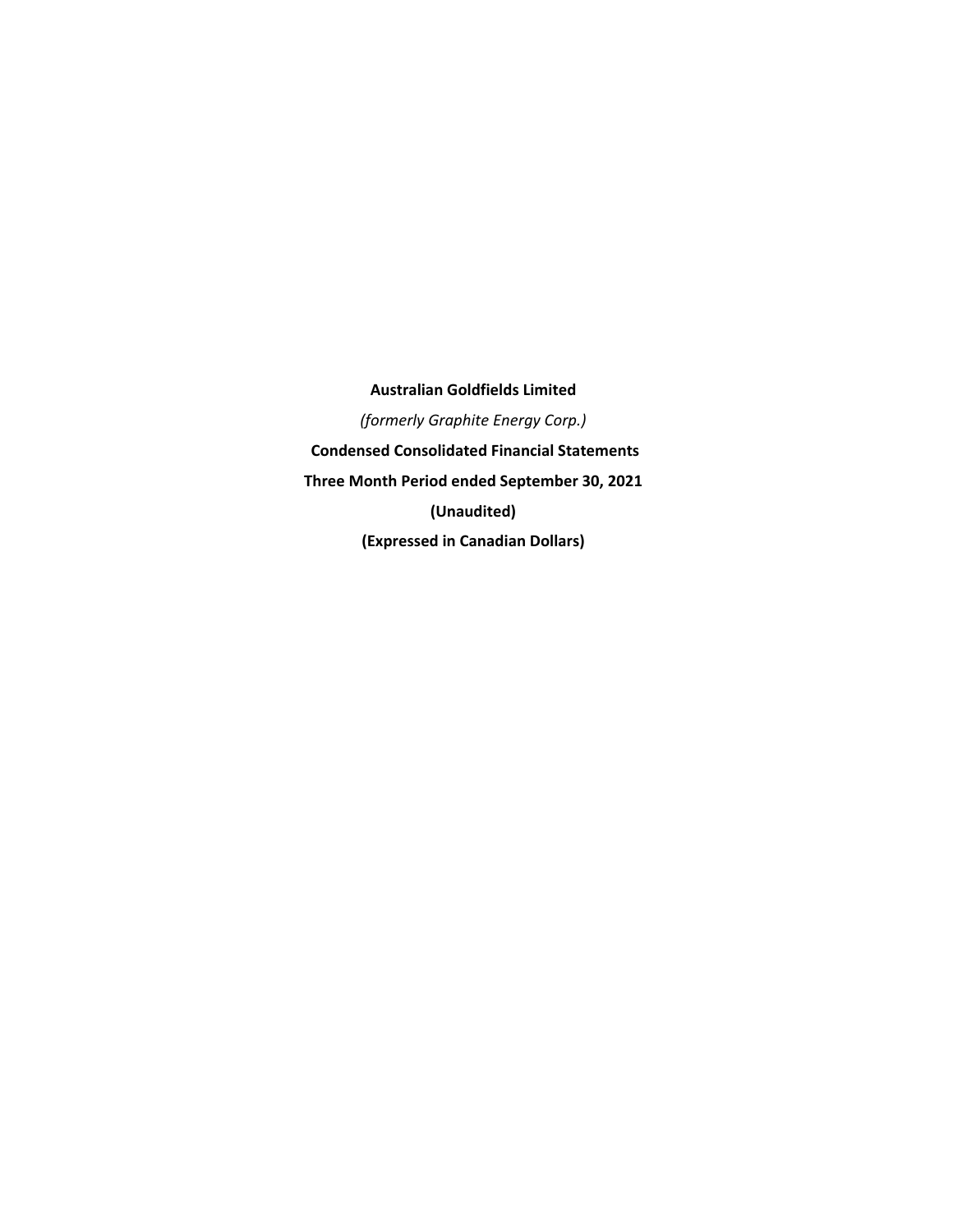**Australian Goldfields Limited**

*(formerly Graphite Energy Corp.)*

**Condensed Consolidated Financial Statements**

**Three Month Period ended September 30, 2021**

**(Unaudited)**

**(Expressed in Canadian Dollars)**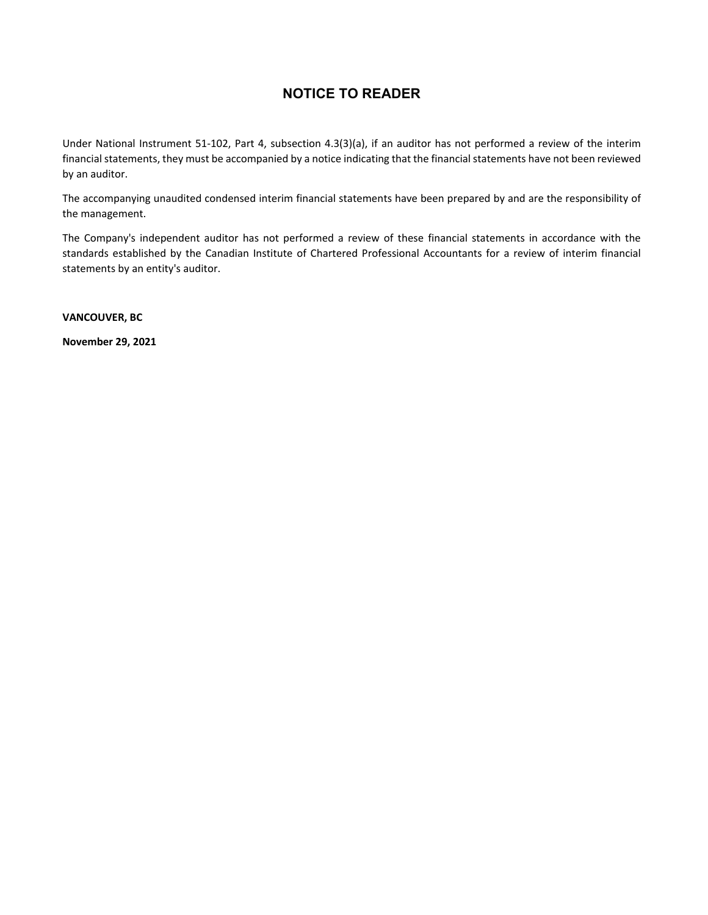# NOTICE TO READER

Under National Instrument 51-102, Part 4, subsection 4.3(3)(a), if an auditor has not performed a review of the interim financial statements, they must be accompanied by a notice indicating that the financial statements have not been reviewed by an auditor.

The accompanying unaudited condensed interim financial statements have been prepared by and are the responsibility of the management.

The Company's independent auditor has not performed a review of these financial statements in accordance with the standards established by the Canadian Institute of Chartered Professional Accountants for a review of interim financial statements by an entity's auditor.

**VANCOUVER, BC**

**November 29, 2021**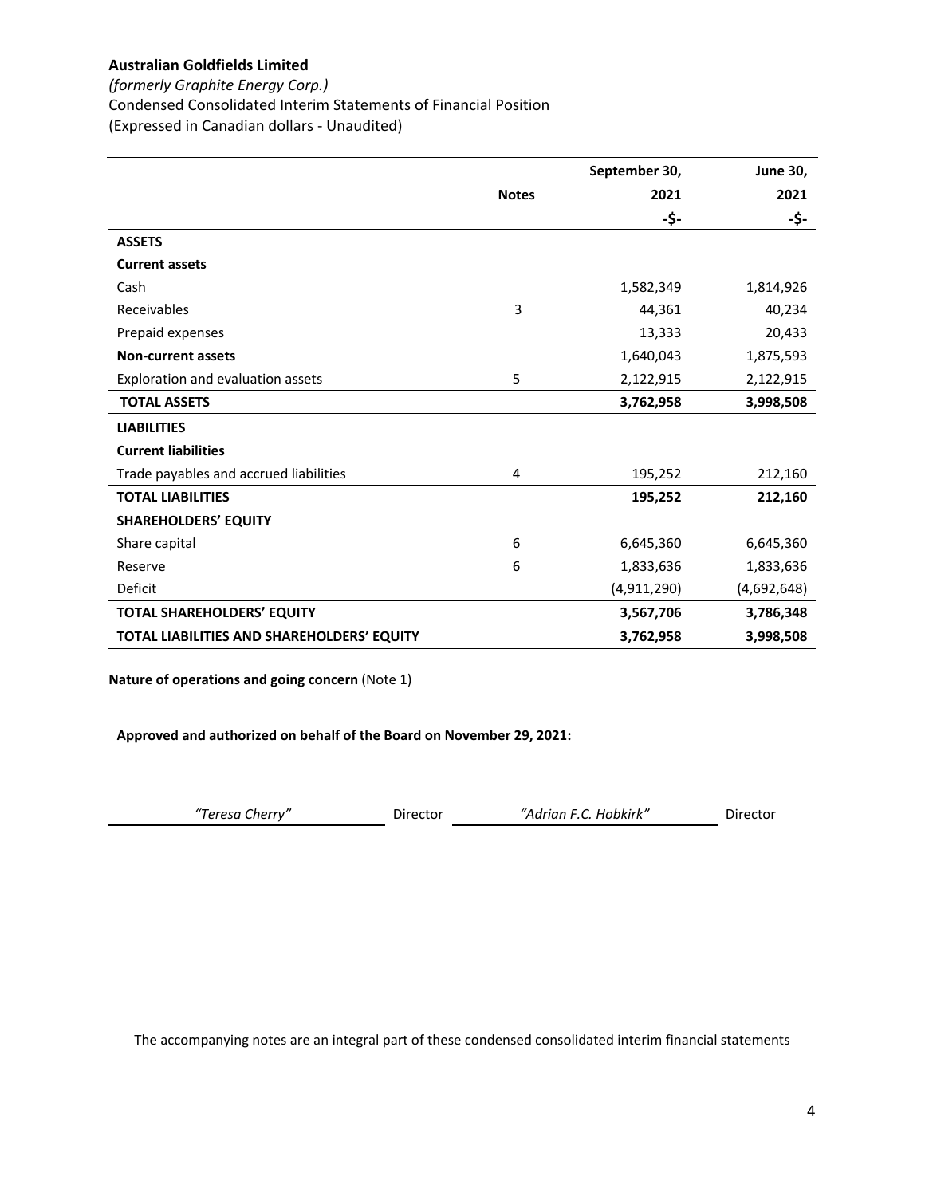**Australian Goldfields Limited**

*(formerly Graphite Energy Corp.)*

Condensed Consolidated Interim Statements of Financial Position

(Expressed in Canadian dollars - Unaudited)

| | Notes | September 30, 2021 -$- | June 30, 2021 -$- |
|---|---|---|---|
| **ASSETS** | | | |
| **Current assets** | | | |
| Cash | | 1,582,349 | 1,814,926 |
| Receivables | 3 | 44,361 | 40,234 |
| Prepaid expenses | | 13,333 | 20,433 |
| **Non-current assets** | | 1,640,043 | 1,875,593 |
| Exploration and evaluation assets | 5 | 2,122,915 | 2,122,915 |
| **TOTAL ASSETS** | | **3,762,958** | **3,998,508** |
| **LIABILITIES** | | | |
| **Current liabilities** | | | |
| Trade payables and accrued liabilities | 4 | 195,252 | 212,160 |
| **TOTAL LIABILITIES** | | **195,252** | **212,160** |
| **SHAREHOLDERS' EQUITY** | | | |
| Share capital | 6 | 6,645,360 | 6,645,360 |
| Reserve | 6 | 1,833,636 | 1,833,636 |
| Deficit | | (4,911,290) | (4,692,648) |
| **TOTAL SHAREHOLDERS' EQUITY** | | **3,567,706** | **3,786,348** |
| **TOTAL LIABILITIES AND SHAREHOLDERS' EQUITY** | | **3,762,958** | **3,998,508** |

**Nature of operations and going concern** (Note 1)

**Approved and authorized on behalf of the Board on November 29, 2021:**

*"Teresa Cherry"* Director *"Adrian F.C. Hobkirk"* Director

The accompanying notes are an integral part of these condensed consolidated interim financial statements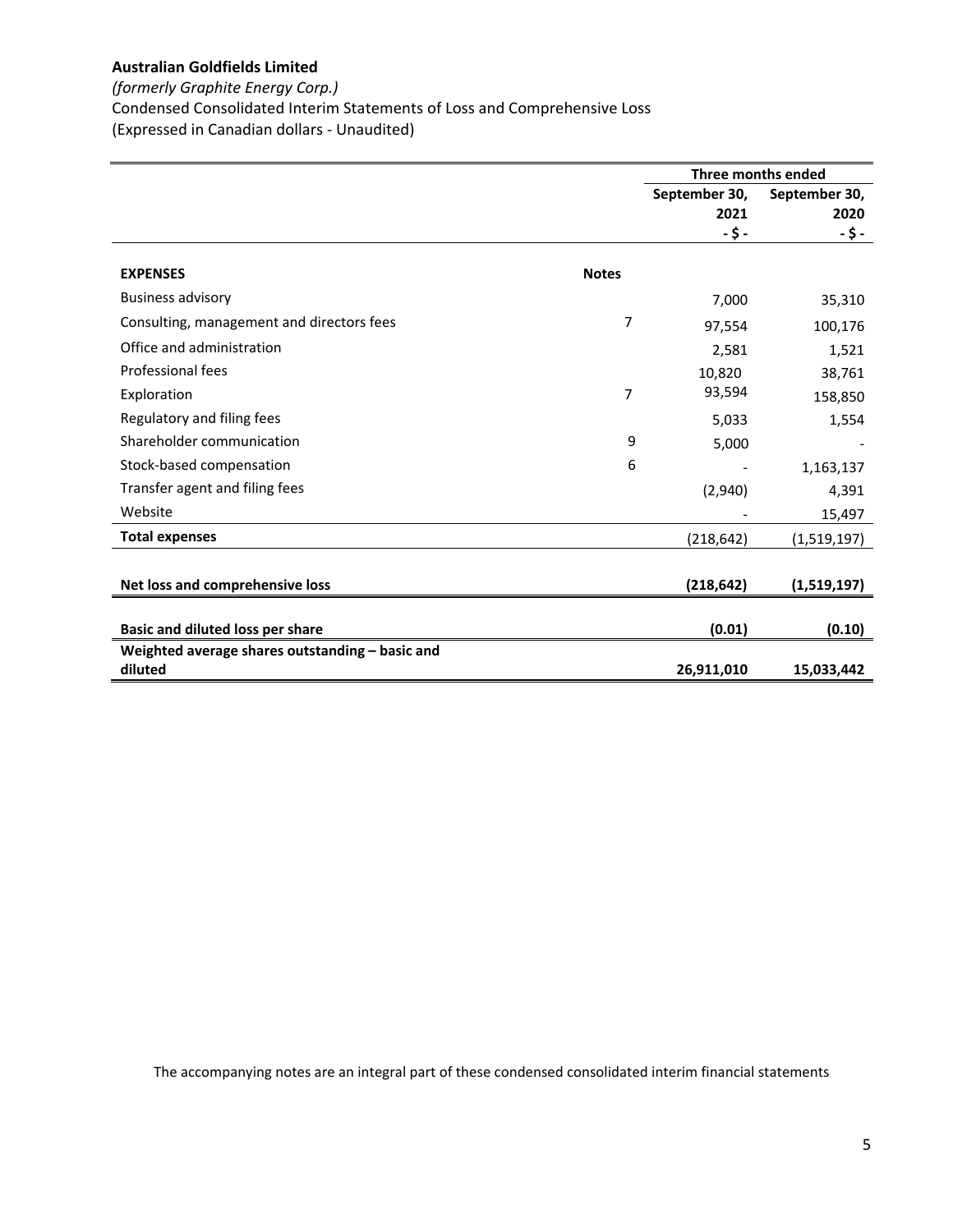**Australian Goldfields Limited**

*(formerly Graphite Energy Corp.)*

Condensed Consolidated Interim Statements of Loss and Comprehensive Loss

(Expressed in Canadian dollars - Unaudited)

| | | Three months ended | |
|---|---|---|---|
| | | September 30, 2021 | September 30, 2020 |
| | | - $ - | - $ - |
| **EXPENSES** | **Notes** | | |
| Business advisory | | 7,000 | 35,310 |
| Consulting, management and directors fees | 7 | 97,554 | 100,176 |
| Office and administration | | 2,581 | 1,521 |
| Professional fees | | 10,820 | 38,761 |
| Exploration | 7 | 93,594 | 158,850 |
| Regulatory and filing fees | | 5,033 | 1,554 |
| Shareholder communication | 9 | 5,000 | - |
| Stock-based compensation | 6 | - | 1,163,137 |
| Transfer agent and filing fees | | (2,940) | 4,391 |
| Website | | - | 15,497 |
| **Total expenses** | | (218,642) | (1,519,197) |
| | | | |
| **Net loss and comprehensive loss** | | **(218,642)** | **(1,519,197)** |
| | | | |
| **Basic and diluted loss per share** | | **(0.01)** | **(0.10)** |
| **Weighted average shares outstanding – basic and diluted** | | **26,911,010** | **15,033,442** |

The accompanying notes are an integral part of these condensed consolidated interim financial statements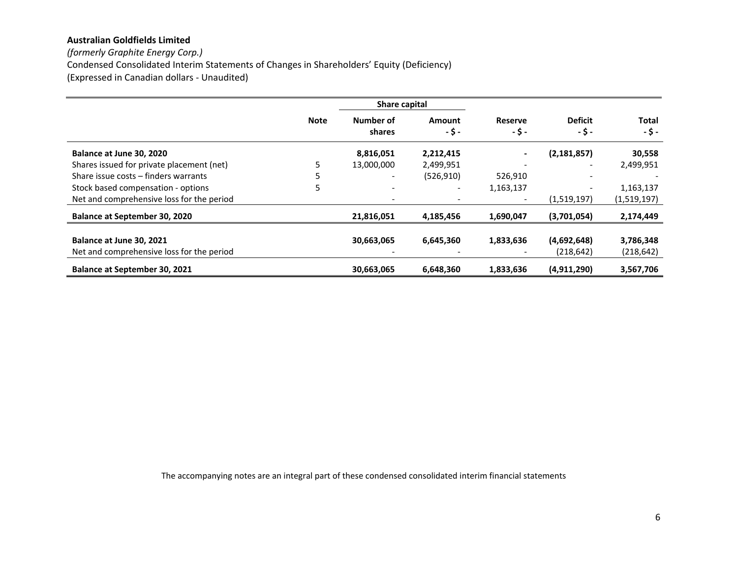**Australian Goldfields Limited**

*(formerly Graphite Energy Corp.)*

Condensed Consolidated Interim Statements of Changes in Shareholders' Equity (Deficiency)

(Expressed in Canadian dollars - Unaudited)

| | | Share capital | | | | |
|---|---|---|---|---|---|---|
| | **Note** | **Number of shares** | **Amount - $ -** | **Reserve - $ -** | **Deficit - $ -** | **Total - $ -** |
| **Balance at June 30, 2020** | | **8,816,051** | **2,212,415** | **-** | **(2,181,857)** | **30,558** |
| Shares issued for private placement (net) | 5 | 13,000,000 | 2,499,951 | - | - | 2,499,951 |
| Share issue costs – finders warrants | 5 | - | (526,910) | 526,910 | - | - |
| Stock based compensation - options | 5 | - | - | 1,163,137 | - | 1,163,137 |
| Net and comprehensive loss for the period | | - | - | - | (1,519,197) | (1,519,197) |
| **Balance at September 30, 2020** | | **21,816,051** | **4,185,456** | **1,690,047** | **(3,701,054)** | **2,174,449** |
| | | | | | | |
| **Balance at June 30, 2021** | | **30,663,065** | **6,645,360** | **1,833,636** | **(4,692,648)** | **3,786,348** |
| Net and comprehensive loss for the period | | - | - | - | (218,642) | (218,642) |
| **Balance at September 30, 2021** | | **30,663,065** | **6,648,360** | **1,833,636** | **(4,911,290)** | **3,567,706** |

The accompanying notes are an integral part of these condensed consolidated interim financial statements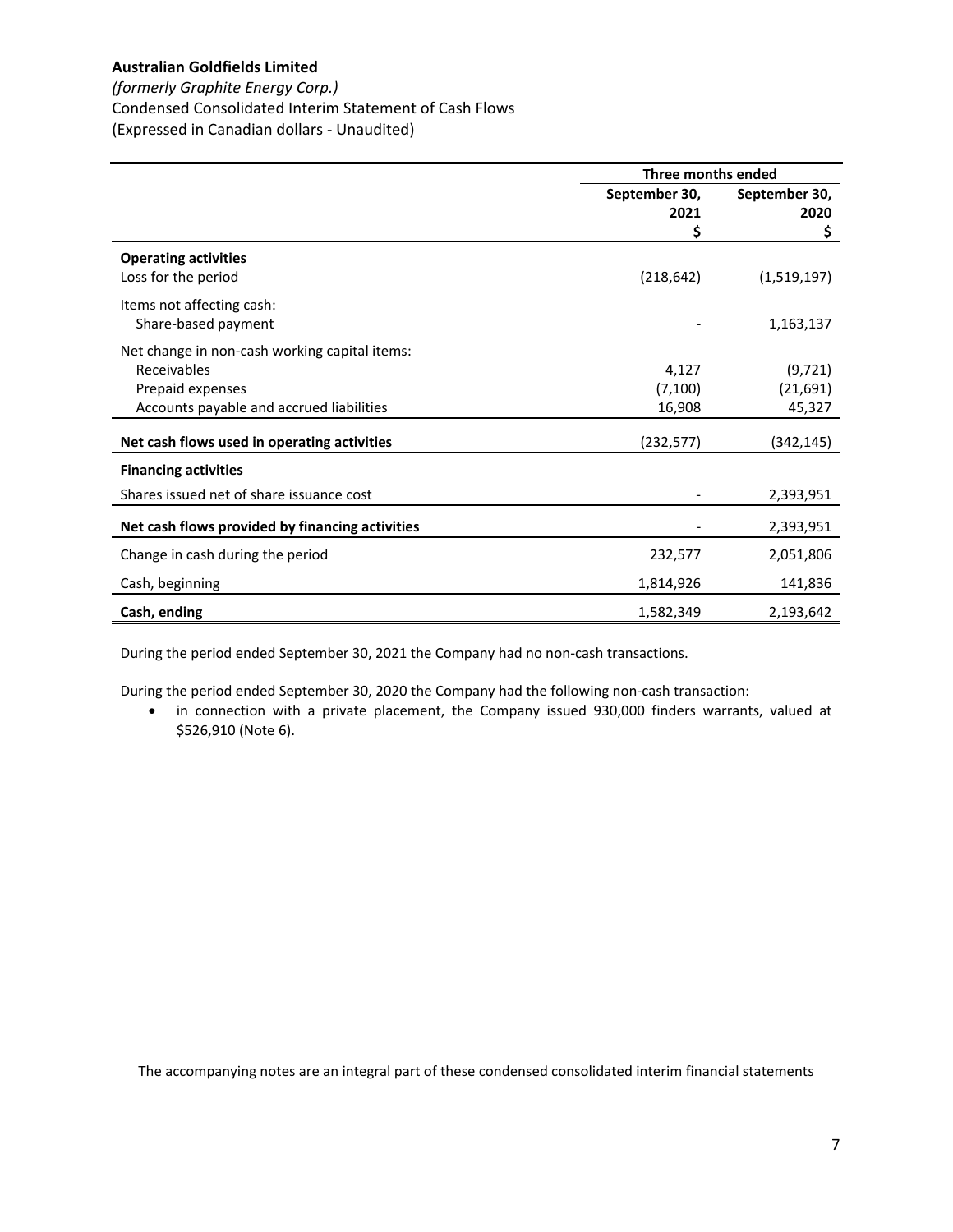**Australian Goldfields Limited**
*(formerly Graphite Energy Corp.)*
Condensed Consolidated Interim Statement of Cash Flows
(Expressed in Canadian dollars - Unaudited)

| | Three months ended | |
|---|---|---|
| | September 30, 2021 $ | September 30, 2020 $ |
| **Operating activities** | | |
| Loss for the period | (218,642) | (1,519,197) |
| Items not affecting cash: | | |
| Share-based payment | - | 1,163,137 |
| Net change in non-cash working capital items: | | |
| Receivables | 4,127 | (9,721) |
| Prepaid expenses | (7,100) | (21,691) |
| Accounts payable and accrued liabilities | 16,908 | 45,327 |
| **Net cash flows used in operating activities** | (232,577) | (342,145) |
| **Financing activities** | | |
| Shares issued net of share issuance cost | - | 2,393,951 |
| **Net cash flows provided by financing activities** | - | 2,393,951 |
| Change in cash during the period | 232,577 | 2,051,806 |
| Cash, beginning | 1,814,926 | 141,836 |
| **Cash, ending** | 1,582,349 | 2,193,642 |

During the period ended September 30, 2021 the Company had no non-cash transactions.

During the period ended September 30, 2020 the Company had the following non-cash transaction:

- in connection with a private placement, the Company issued 930,000 finders warrants, valued at $526,910 (Note 6).

The accompanying notes are an integral part of these condensed consolidated interim financial statements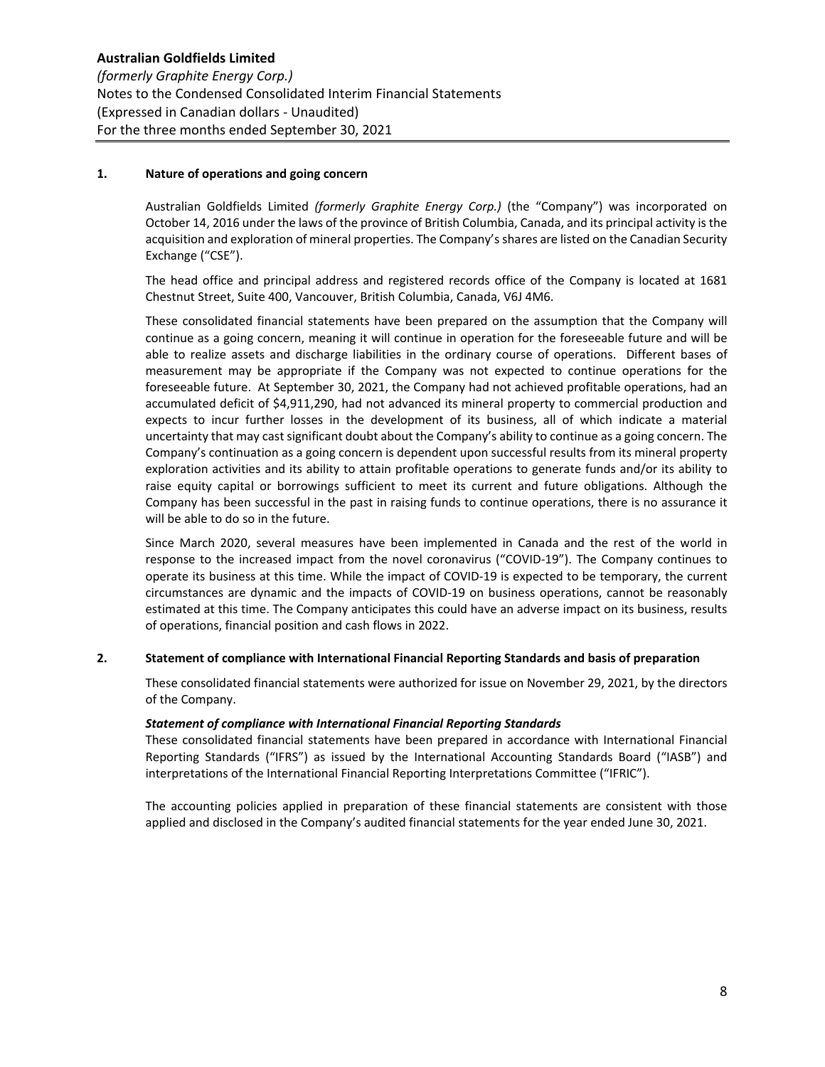**Australian Goldfields Limited**
*(formerly Graphite Energy Corp.)*
Notes to the Condensed Consolidated Interim Financial Statements
(Expressed in Canadian dollars - Unaudited)
For the three months ended September 30, 2021

## 1. Nature of operations and going concern

Australian Goldfields Limited *(formerly Graphite Energy Corp.)* (the "Company") was incorporated on October 14, 2016 under the laws of the province of British Columbia, Canada, and its principal activity is the acquisition and exploration of mineral properties. The Company's shares are listed on the Canadian Security Exchange ("CSE").

The head office and principal address and registered records office of the Company is located at 1681 Chestnut Street, Suite 400, Vancouver, British Columbia, Canada, V6J 4M6.

These consolidated financial statements have been prepared on the assumption that the Company will continue as a going concern, meaning it will continue in operation for the foreseeable future and will be able to realize assets and discharge liabilities in the ordinary course of operations. Different bases of measurement may be appropriate if the Company was not expected to continue operations for the foreseeable future. At September 30, 2021, the Company had not achieved profitable operations, had an accumulated deficit of $4,911,290, had not advanced its mineral property to commercial production and expects to incur further losses in the development of its business, all of which indicate a material uncertainty that may cast significant doubt about the Company's ability to continue as a going concern. The Company's continuation as a going concern is dependent upon successful results from its mineral property exploration activities and its ability to attain profitable operations to generate funds and/or its ability to raise equity capital or borrowings sufficient to meet its current and future obligations. Although the Company has been successful in the past in raising funds to continue operations, there is no assurance it will be able to do so in the future.

Since March 2020, several measures have been implemented in Canada and the rest of the world in response to the increased impact from the novel coronavirus ("COVID-19"). The Company continues to operate its business at this time. While the impact of COVID-19 is expected to be temporary, the current circumstances are dynamic and the impacts of COVID-19 on business operations, cannot be reasonably estimated at this time. The Company anticipates this could have an adverse impact on its business, results of operations, financial position and cash flows in 2022.

## 2. Statement of compliance with International Financial Reporting Standards and basis of preparation

These consolidated financial statements were authorized for issue on November 29, 2021, by the directors of the Company.

***Statement of compliance with International Financial Reporting Standards***

These consolidated financial statements have been prepared in accordance with International Financial Reporting Standards ("IFRS") as issued by the International Accounting Standards Board ("IASB") and interpretations of the International Financial Reporting Interpretations Committee ("IFRIC").

The accounting policies applied in preparation of these financial statements are consistent with those applied and disclosed in the Company's audited financial statements for the year ended June 30, 2021.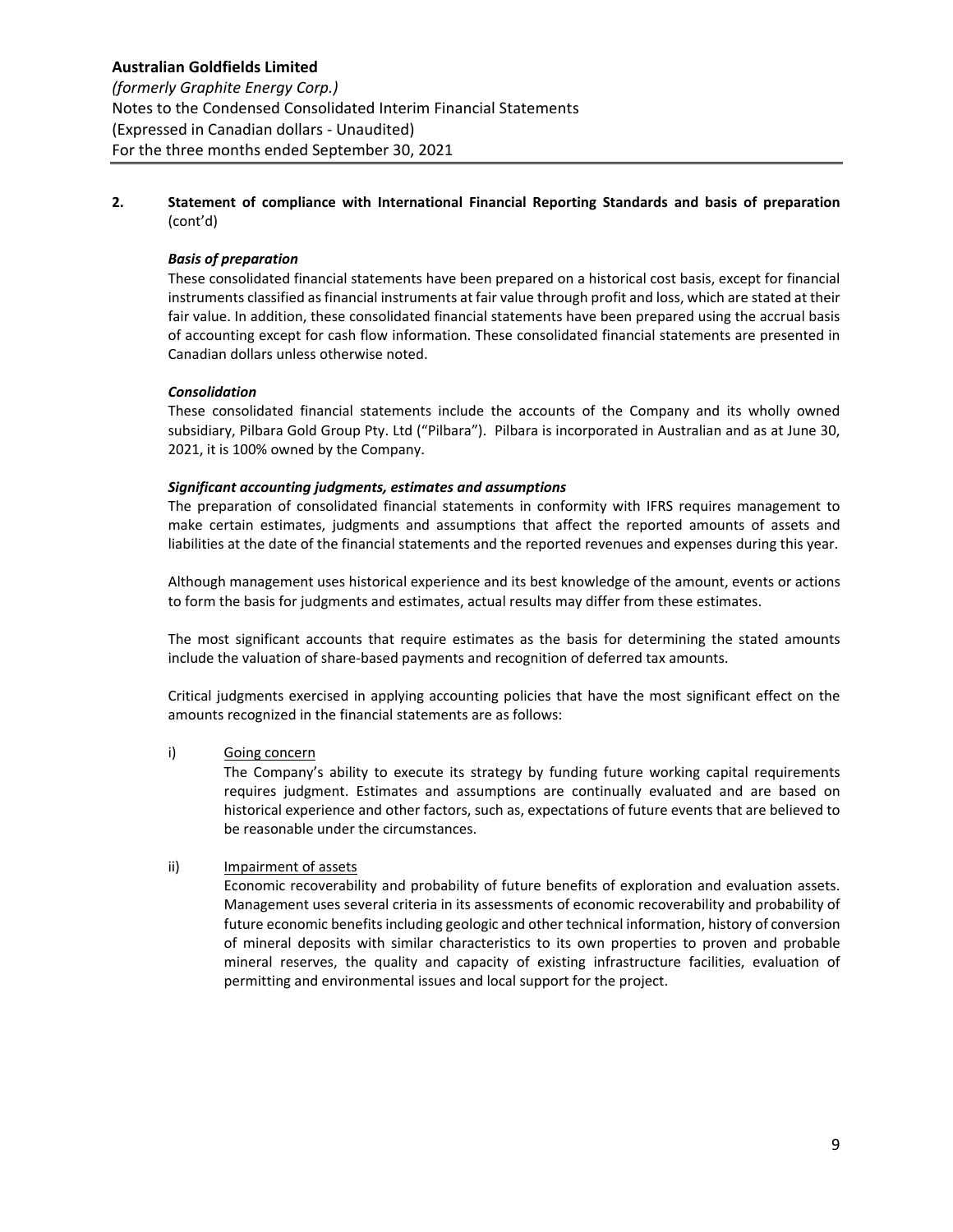## 2. Statement of compliance with International Financial Reporting Standards and basis of preparation (cont'd)

***Basis of preparation***

These consolidated financial statements have been prepared on a historical cost basis, except for financial instruments classified as financial instruments at fair value through profit and loss, which are stated at their fair value. In addition, these consolidated financial statements have been prepared using the accrual basis of accounting except for cash flow information. These consolidated financial statements are presented in Canadian dollars unless otherwise noted.

***Consolidation***

These consolidated financial statements include the accounts of the Company and its wholly owned subsidiary, Pilbara Gold Group Pty. Ltd ("Pilbara"). Pilbara is incorporated in Australian and as at June 30, 2021, it is 100% owned by the Company.

***Significant accounting judgments, estimates and assumptions***

The preparation of consolidated financial statements in conformity with IFRS requires management to make certain estimates, judgments and assumptions that affect the reported amounts of assets and liabilities at the date of the financial statements and the reported revenues and expenses during this year.

Although management uses historical experience and its best knowledge of the amount, events or actions to form the basis for judgments and estimates, actual results may differ from these estimates.

The most significant accounts that require estimates as the basis for determining the stated amounts include the valuation of share-based payments and recognition of deferred tax amounts.

Critical judgments exercised in applying accounting policies that have the most significant effect on the amounts recognized in the financial statements are as follows:

i) Going concern

The Company's ability to execute its strategy by funding future working capital requirements requires judgment. Estimates and assumptions are continually evaluated and are based on historical experience and other factors, such as, expectations of future events that are believed to be reasonable under the circumstances.

ii) Impairment of assets

Economic recoverability and probability of future benefits of exploration and evaluation assets. Management uses several criteria in its assessments of economic recoverability and probability of future economic benefits including geologic and other technical information, history of conversion of mineral deposits with similar characteristics to its own properties to proven and probable mineral reserves, the quality and capacity of existing infrastructure facilities, evaluation of permitting and environmental issues and local support for the project.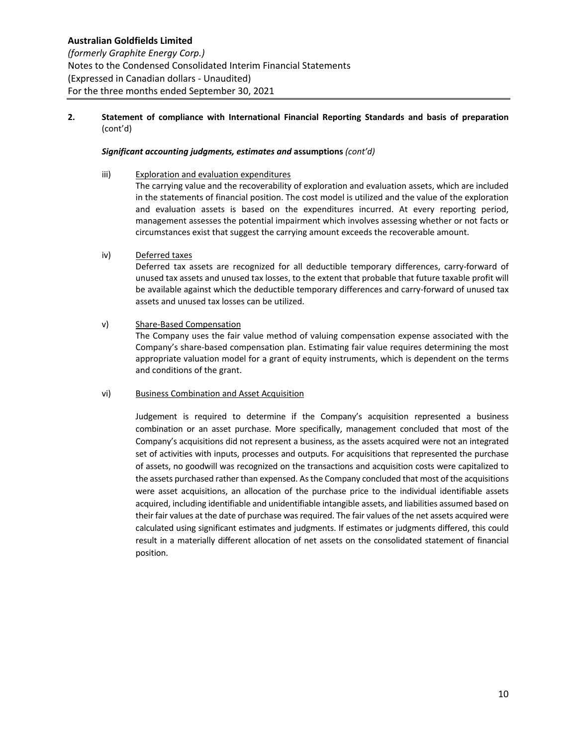**2. Statement of compliance with International Financial Reporting Standards and basis of preparation** (cont'd)

***Significant accounting judgments, estimates and* assumptions** *(cont'd)*

iii) Exploration and evaluation expenditures

The carrying value and the recoverability of exploration and evaluation assets, which are included in the statements of financial position. The cost model is utilized and the value of the exploration and evaluation assets is based on the expenditures incurred. At every reporting period, management assesses the potential impairment which involves assessing whether or not facts or circumstances exist that suggest the carrying amount exceeds the recoverable amount.

iv) Deferred taxes

Deferred tax assets are recognized for all deductible temporary differences, carry-forward of unused tax assets and unused tax losses, to the extent that probable that future taxable profit will be available against which the deductible temporary differences and carry-forward of unused tax assets and unused tax losses can be utilized.

v) Share-Based Compensation

The Company uses the fair value method of valuing compensation expense associated with the Company's share-based compensation plan. Estimating fair value requires determining the most appropriate valuation model for a grant of equity instruments, which is dependent on the terms and conditions of the grant.

vi) Business Combination and Asset Acquisition

Judgement is required to determine if the Company's acquisition represented a business combination or an asset purchase. More specifically, management concluded that most of the Company's acquisitions did not represent a business, as the assets acquired were not an integrated set of activities with inputs, processes and outputs. For acquisitions that represented the purchase of assets, no goodwill was recognized on the transactions and acquisition costs were capitalized to the assets purchased rather than expensed. As the Company concluded that most of the acquisitions were asset acquisitions, an allocation of the purchase price to the individual identifiable assets acquired, including identifiable and unidentifiable intangible assets, and liabilities assumed based on their fair values at the date of purchase was required. The fair values of the net assets acquired were calculated using significant estimates and judgments. If estimates or judgments differed, this could result in a materially different allocation of net assets on the consolidated statement of financial position.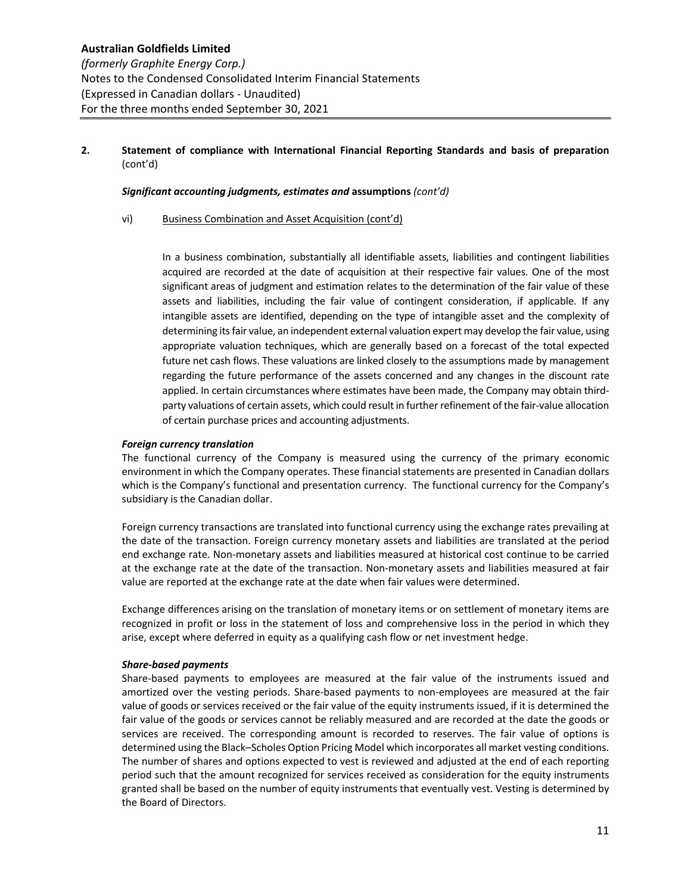**2. Statement of compliance with International Financial Reporting Standards and basis of preparation** (cont'd)

***Significant accounting judgments, estimates and* assumptions** *(cont'd)*

vi) Business Combination and Asset Acquisition (cont'd)

In a business combination, substantially all identifiable assets, liabilities and contingent liabilities acquired are recorded at the date of acquisition at their respective fair values. One of the most significant areas of judgment and estimation relates to the determination of the fair value of these assets and liabilities, including the fair value of contingent consideration, if applicable. If any intangible assets are identified, depending on the type of intangible asset and the complexity of determining its fair value, an independent external valuation expert may develop the fair value, using appropriate valuation techniques, which are generally based on a forecast of the total expected future net cash flows. These valuations are linked closely to the assumptions made by management regarding the future performance of the assets concerned and any changes in the discount rate applied. In certain circumstances where estimates have been made, the Company may obtain third-party valuations of certain assets, which could result in further refinement of the fair-value allocation of certain purchase prices and accounting adjustments.

***Foreign currency translation***

The functional currency of the Company is measured using the currency of the primary economic environment in which the Company operates. These financial statements are presented in Canadian dollars which is the Company's functional and presentation currency. The functional currency for the Company's subsidiary is the Canadian dollar.

Foreign currency transactions are translated into functional currency using the exchange rates prevailing at the date of the transaction. Foreign currency monetary assets and liabilities are translated at the period end exchange rate. Non-monetary assets and liabilities measured at historical cost continue to be carried at the exchange rate at the date of the transaction. Non-monetary assets and liabilities measured at fair value are reported at the exchange rate at the date when fair values were determined.

Exchange differences arising on the translation of monetary items or on settlement of monetary items are recognized in profit or loss in the statement of loss and comprehensive loss in the period in which they arise, except where deferred in equity as a qualifying cash flow or net investment hedge.

***Share-based payments***

Share-based payments to employees are measured at the fair value of the instruments issued and amortized over the vesting periods. Share-based payments to non-employees are measured at the fair value of goods or services received or the fair value of the equity instruments issued, if it is determined the fair value of the goods or services cannot be reliably measured and are recorded at the date the goods or services are received. The corresponding amount is recorded to reserves. The fair value of options is determined using the Black–Scholes Option Pricing Model which incorporates all market vesting conditions. The number of shares and options expected to vest is reviewed and adjusted at the end of each reporting period such that the amount recognized for services received as consideration for the equity instruments granted shall be based on the number of equity instruments that eventually vest. Vesting is determined by the Board of Directors.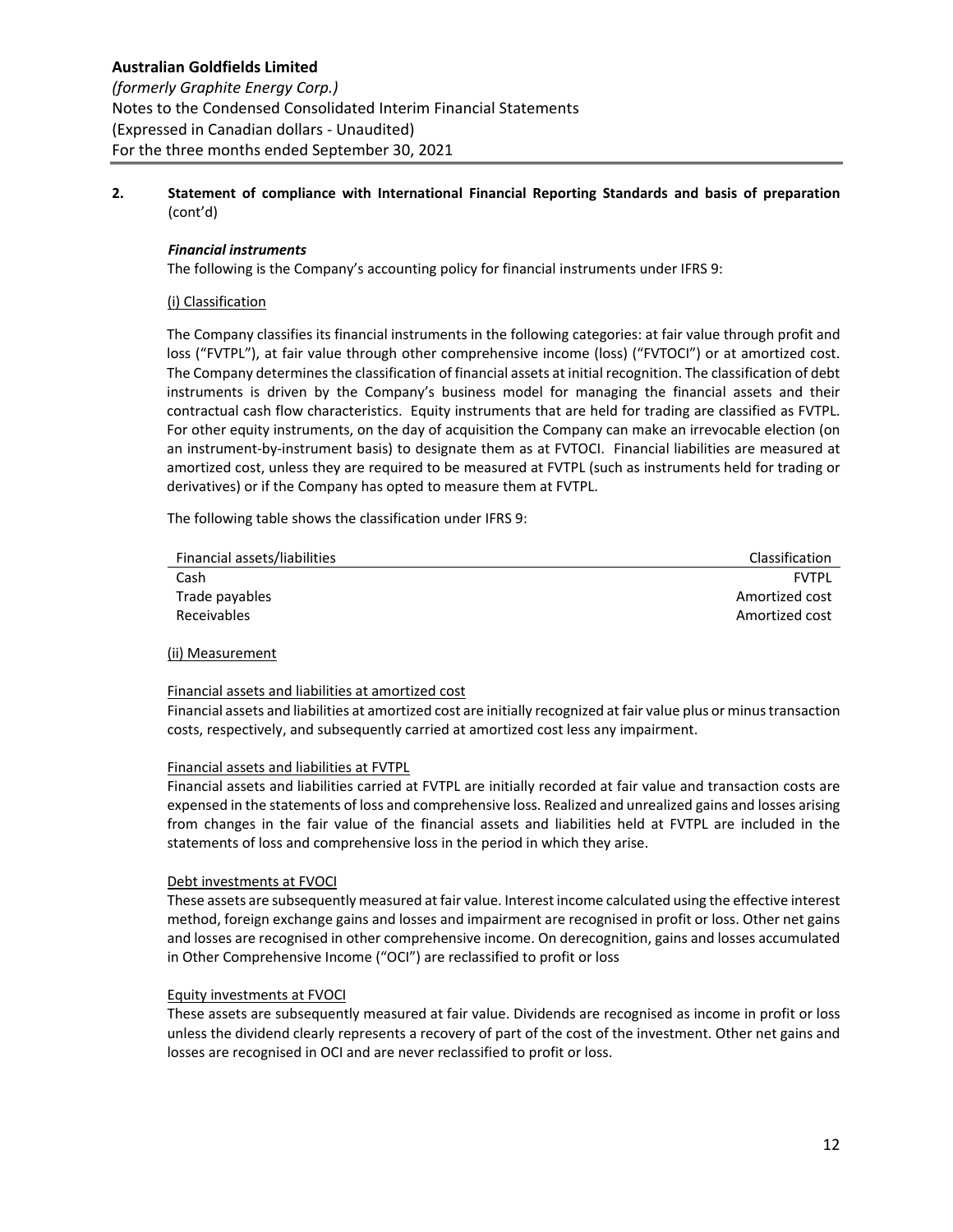**2. Statement of compliance with International Financial Reporting Standards and basis of preparation** (cont'd)

***Financial instruments***

The following is the Company's accounting policy for financial instruments under IFRS 9:

(i) Classification

The Company classifies its financial instruments in the following categories: at fair value through profit and loss ("FVTPL"), at fair value through other comprehensive income (loss) ("FVTOCI") or at amortized cost. The Company determines the classification of financial assets at initial recognition. The classification of debt instruments is driven by the Company's business model for managing the financial assets and their contractual cash flow characteristics. Equity instruments that are held for trading are classified as FVTPL. For other equity instruments, on the day of acquisition the Company can make an irrevocable election (on an instrument-by-instrument basis) to designate them as at FVTOCI. Financial liabilities are measured at amortized cost, unless they are required to be measured at FVTPL (such as instruments held for trading or derivatives) or if the Company has opted to measure them at FVTPL.

The following table shows the classification under IFRS 9:

| Financial assets/liabilities | Classification |
|---|---|
| Cash | FVTPL |
| Trade payables | Amortized cost |
| Receivables | Amortized cost |

(ii) Measurement

Financial assets and liabilities at amortized cost

Financial assets and liabilities at amortized cost are initially recognized at fair value plus or minus transaction costs, respectively, and subsequently carried at amortized cost less any impairment.

Financial assets and liabilities at FVTPL

Financial assets and liabilities carried at FVTPL are initially recorded at fair value and transaction costs are expensed in the statements of loss and comprehensive loss. Realized and unrealized gains and losses arising from changes in the fair value of the financial assets and liabilities held at FVTPL are included in the statements of loss and comprehensive loss in the period in which they arise.

Debt investments at FVOCI

These assets are subsequently measured at fair value. Interest income calculated using the effective interest method, foreign exchange gains and losses and impairment are recognised in profit or loss. Other net gains and losses are recognised in other comprehensive income. On derecognition, gains and losses accumulated in Other Comprehensive Income ("OCI") are reclassified to profit or loss

Equity investments at FVOCI

These assets are subsequently measured at fair value. Dividends are recognised as income in profit or loss unless the dividend clearly represents a recovery of part of the cost of the investment. Other net gains and losses are recognised in OCI and are never reclassified to profit or loss.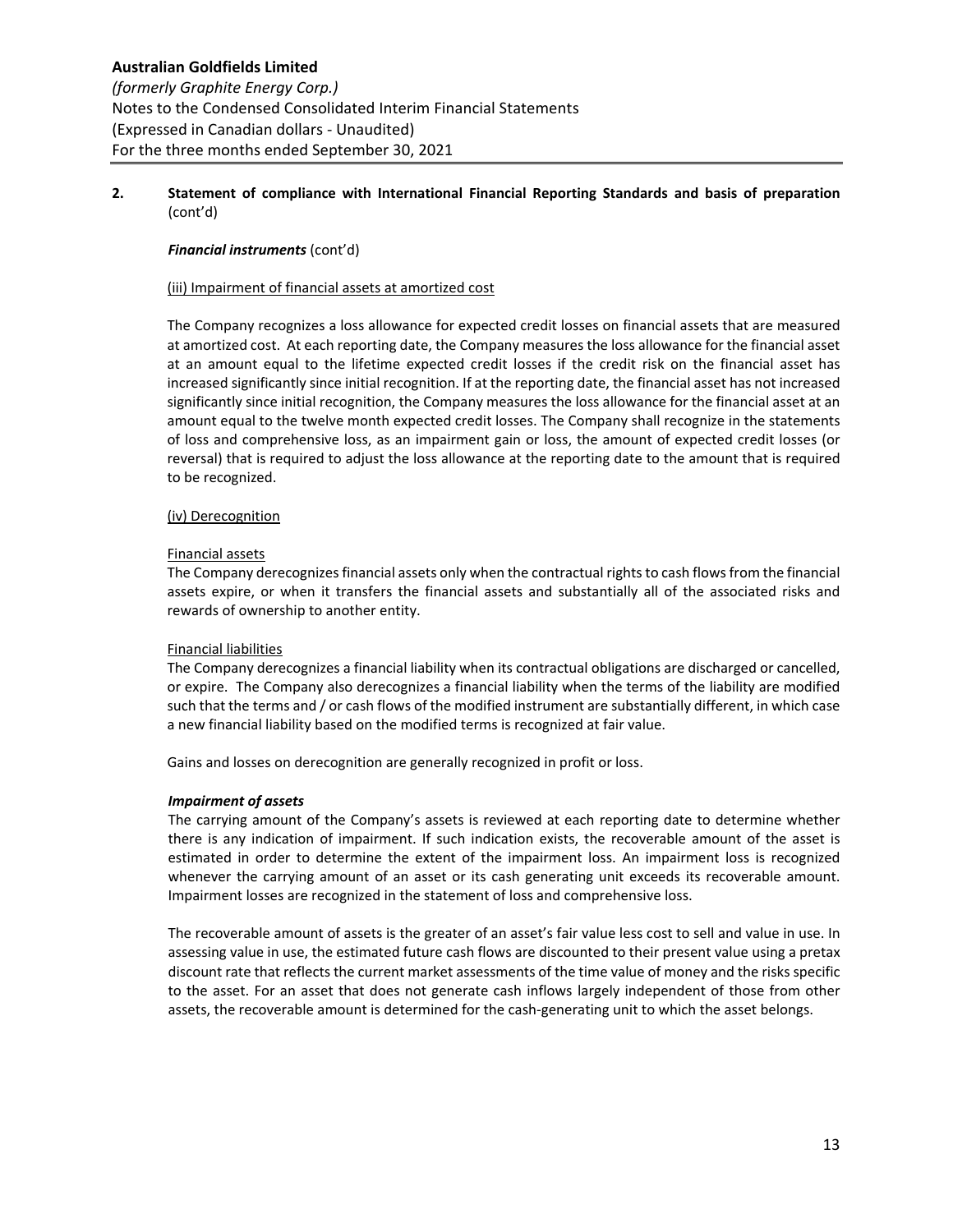**2. Statement of compliance with International Financial Reporting Standards and basis of preparation** (cont'd)

***Financial instruments*** (cont'd)

(iii) Impairment of financial assets at amortized cost

The Company recognizes a loss allowance for expected credit losses on financial assets that are measured at amortized cost. At each reporting date, the Company measures the loss allowance for the financial asset at an amount equal to the lifetime expected credit losses if the credit risk on the financial asset has increased significantly since initial recognition. If at the reporting date, the financial asset has not increased significantly since initial recognition, the Company measures the loss allowance for the financial asset at an amount equal to the twelve month expected credit losses. The Company shall recognize in the statements of loss and comprehensive loss, as an impairment gain or loss, the amount of expected credit losses (or reversal) that is required to adjust the loss allowance at the reporting date to the amount that is required to be recognized.

(iv) Derecognition

Financial assets

The Company derecognizes financial assets only when the contractual rights to cash flows from the financial assets expire, or when it transfers the financial assets and substantially all of the associated risks and rewards of ownership to another entity.

Financial liabilities

The Company derecognizes a financial liability when its contractual obligations are discharged or cancelled, or expire. The Company also derecognizes a financial liability when the terms of the liability are modified such that the terms and / or cash flows of the modified instrument are substantially different, in which case a new financial liability based on the modified terms is recognized at fair value.

Gains and losses on derecognition are generally recognized in profit or loss.

***Impairment of assets***

The carrying amount of the Company's assets is reviewed at each reporting date to determine whether there is any indication of impairment. If such indication exists, the recoverable amount of the asset is estimated in order to determine the extent of the impairment loss. An impairment loss is recognized whenever the carrying amount of an asset or its cash generating unit exceeds its recoverable amount. Impairment losses are recognized in the statement of loss and comprehensive loss.

The recoverable amount of assets is the greater of an asset's fair value less cost to sell and value in use. In assessing value in use, the estimated future cash flows are discounted to their present value using a pretax discount rate that reflects the current market assessments of the time value of money and the risks specific to the asset. For an asset that does not generate cash inflows largely independent of those from other assets, the recoverable amount is determined for the cash-generating unit to which the asset belongs.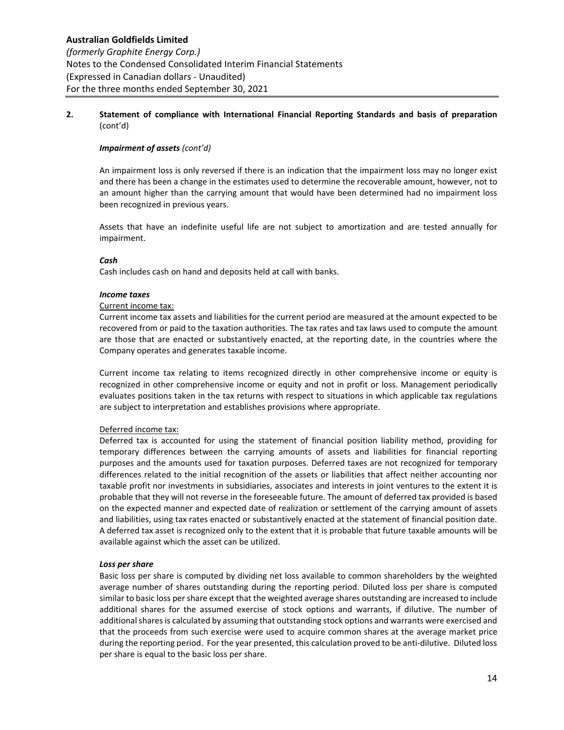## 2. Statement of compliance with International Financial Reporting Standards and basis of preparation (cont'd)

***Impairment of assets** (cont'd)*

An impairment loss is only reversed if there is an indication that the impairment loss may no longer exist and there has been a change in the estimates used to determine the recoverable amount, however, not to an amount higher than the carrying amount that would have been determined had no impairment loss been recognized in previous years.

Assets that have an indefinite useful life are not subject to amortization and are tested annually for impairment.

***Cash***

Cash includes cash on hand and deposits held at call with banks.

***Income taxes***

Current income tax:

Current income tax assets and liabilities for the current period are measured at the amount expected to be recovered from or paid to the taxation authorities. The tax rates and tax laws used to compute the amount are those that are enacted or substantively enacted, at the reporting date, in the countries where the Company operates and generates taxable income.

Current income tax relating to items recognized directly in other comprehensive income or equity is recognized in other comprehensive income or equity and not in profit or loss. Management periodically evaluates positions taken in the tax returns with respect to situations in which applicable tax regulations are subject to interpretation and establishes provisions where appropriate.

Deferred income tax:

Deferred tax is accounted for using the statement of financial position liability method, providing for temporary differences between the carrying amounts of assets and liabilities for financial reporting purposes and the amounts used for taxation purposes. Deferred taxes are not recognized for temporary differences related to the initial recognition of the assets or liabilities that affect neither accounting nor taxable profit nor investments in subsidiaries, associates and interests in joint ventures to the extent it is probable that they will not reverse in the foreseeable future. The amount of deferred tax provided is based on the expected manner and expected date of realization or settlement of the carrying amount of assets and liabilities, using tax rates enacted or substantively enacted at the statement of financial position date. A deferred tax asset is recognized only to the extent that it is probable that future taxable amounts will be available against which the asset can be utilized.

***Loss per share***

Basic loss per share is computed by dividing net loss available to common shareholders by the weighted average number of shares outstanding during the reporting period. Diluted loss per share is computed similar to basic loss per share except that the weighted average shares outstanding are increased to include additional shares for the assumed exercise of stock options and warrants, if dilutive. The number of additional shares is calculated by assuming that outstanding stock options and warrants were exercised and that the proceeds from such exercise were used to acquire common shares at the average market price during the reporting period. For the year presented, this calculation proved to be anti-dilutive. Diluted loss per share is equal to the basic loss per share.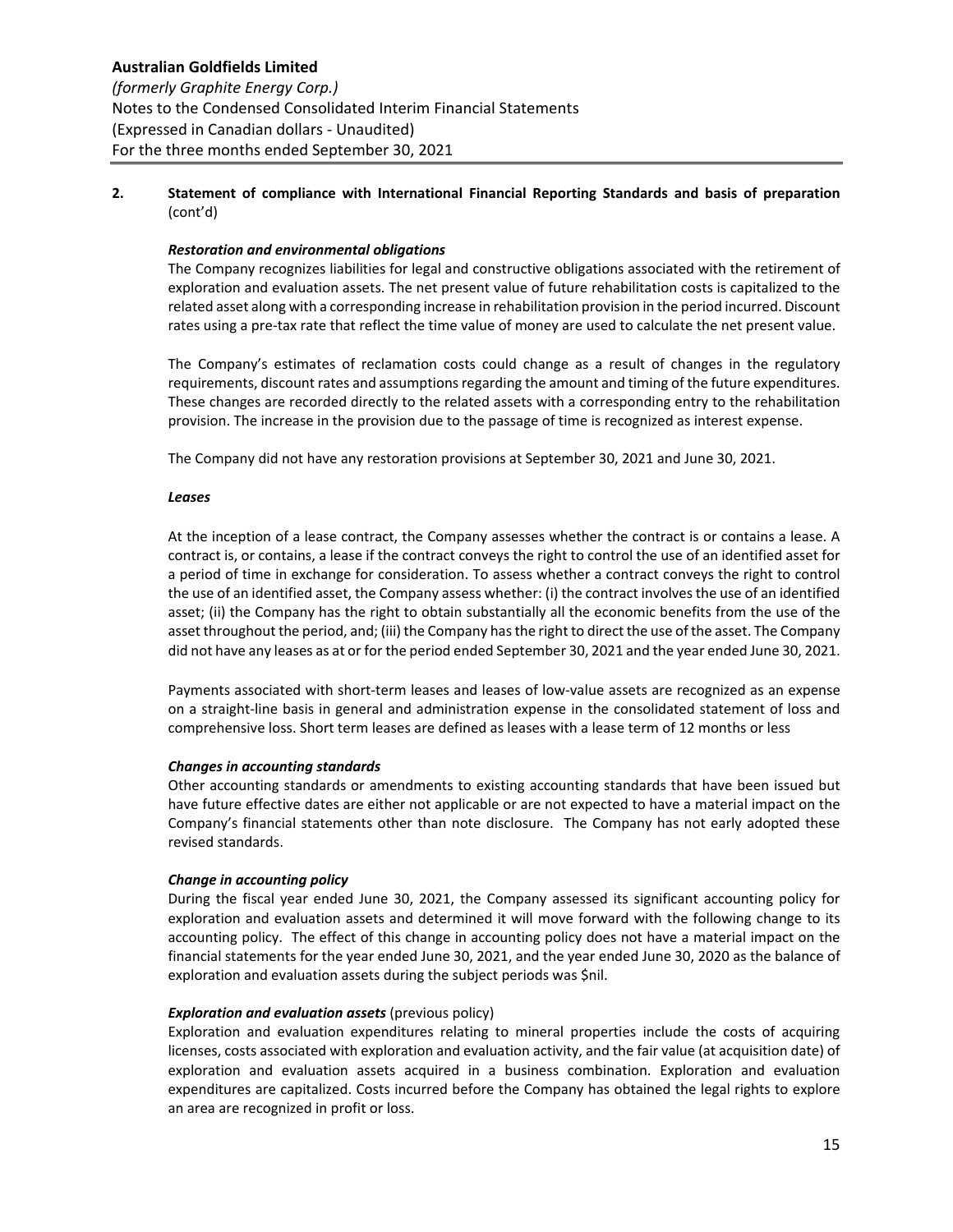## 2. Statement of compliance with International Financial Reporting Standards and basis of preparation (cont'd)

***Restoration and environmental obligations***

The Company recognizes liabilities for legal and constructive obligations associated with the retirement of exploration and evaluation assets. The net present value of future rehabilitation costs is capitalized to the related asset along with a corresponding increase in rehabilitation provision in the period incurred. Discount rates using a pre-tax rate that reflect the time value of money are used to calculate the net present value.

The Company's estimates of reclamation costs could change as a result of changes in the regulatory requirements, discount rates and assumptions regarding the amount and timing of the future expenditures. These changes are recorded directly to the related assets with a corresponding entry to the rehabilitation provision. The increase in the provision due to the passage of time is recognized as interest expense.

The Company did not have any restoration provisions at September 30, 2021 and June 30, 2021.

***Leases***

At the inception of a lease contract, the Company assesses whether the contract is or contains a lease. A contract is, or contains, a lease if the contract conveys the right to control the use of an identified asset for a period of time in exchange for consideration. To assess whether a contract conveys the right to control the use of an identified asset, the Company assess whether: (i) the contract involves the use of an identified asset; (ii) the Company has the right to obtain substantially all the economic benefits from the use of the asset throughout the period, and; (iii) the Company has the right to direct the use of the asset. The Company did not have any leases as at or for the period ended September 30, 2021 and the year ended June 30, 2021.

Payments associated with short-term leases and leases of low-value assets are recognized as an expense on a straight-line basis in general and administration expense in the consolidated statement of loss and comprehensive loss. Short term leases are defined as leases with a lease term of 12 months or less

***Changes in accounting standards***

Other accounting standards or amendments to existing accounting standards that have been issued but have future effective dates are either not applicable or are not expected to have a material impact on the Company's financial statements other than note disclosure. The Company has not early adopted these revised standards.

***Change in accounting policy***

During the fiscal year ended June 30, 2021, the Company assessed its significant accounting policy for exploration and evaluation assets and determined it will move forward with the following change to its accounting policy. The effect of this change in accounting policy does not have a material impact on the financial statements for the year ended June 30, 2021, and the year ended June 30, 2020 as the balance of exploration and evaluation assets during the subject periods was $nil.

***Exploration and evaluation assets*** (previous policy)

Exploration and evaluation expenditures relating to mineral properties include the costs of acquiring licenses, costs associated with exploration and evaluation activity, and the fair value (at acquisition date) of exploration and evaluation assets acquired in a business combination. Exploration and evaluation expenditures are capitalized. Costs incurred before the Company has obtained the legal rights to explore an area are recognized in profit or loss.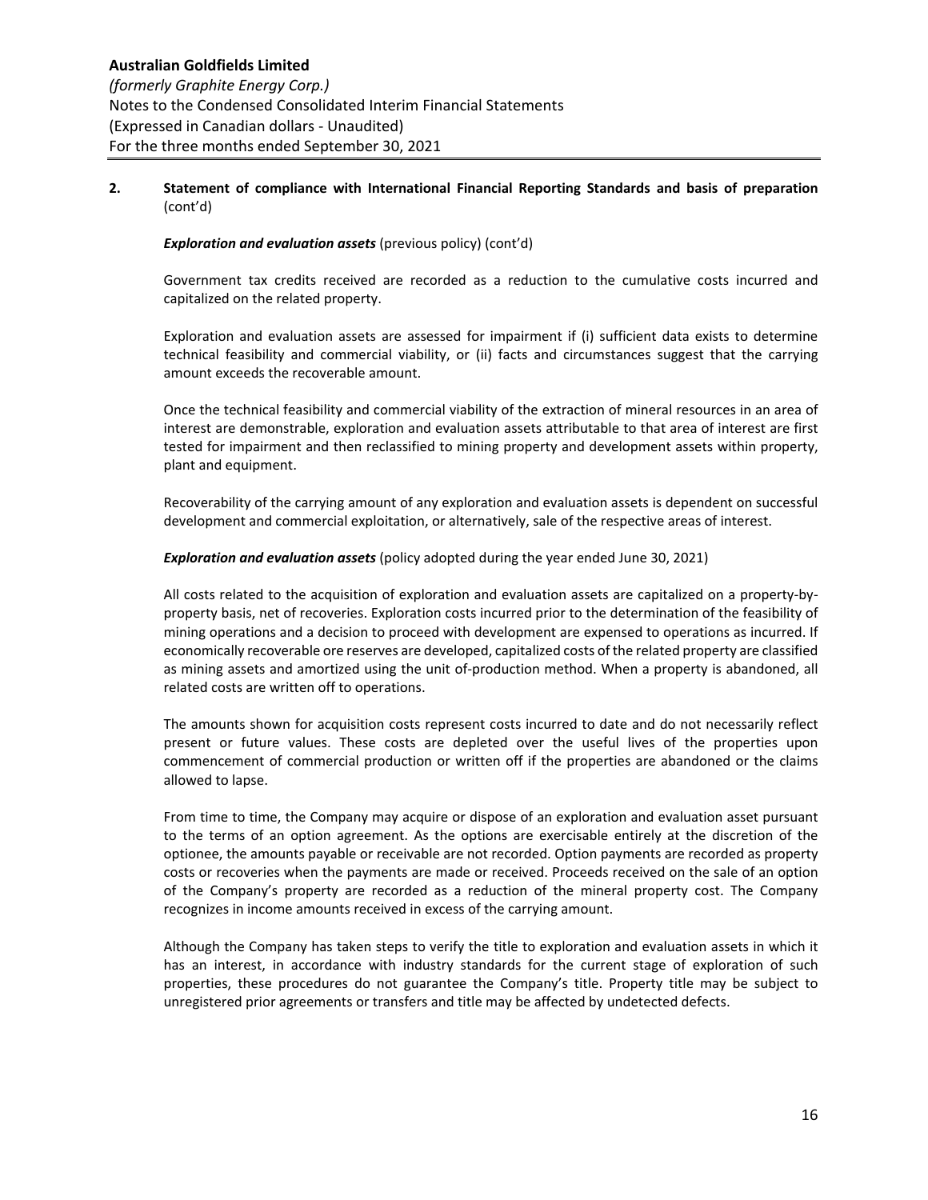## 2. Statement of compliance with International Financial Reporting Standards and basis of preparation (cont'd)

***Exploration and evaluation assets*** (previous policy) (cont'd)

Government tax credits received are recorded as a reduction to the cumulative costs incurred and capitalized on the related property.

Exploration and evaluation assets are assessed for impairment if (i) sufficient data exists to determine technical feasibility and commercial viability, or (ii) facts and circumstances suggest that the carrying amount exceeds the recoverable amount.

Once the technical feasibility and commercial viability of the extraction of mineral resources in an area of interest are demonstrable, exploration and evaluation assets attributable to that area of interest are first tested for impairment and then reclassified to mining property and development assets within property, plant and equipment.

Recoverability of the carrying amount of any exploration and evaluation assets is dependent on successful development and commercial exploitation, or alternatively, sale of the respective areas of interest.

***Exploration and evaluation assets*** (policy adopted during the year ended June 30, 2021)

All costs related to the acquisition of exploration and evaluation assets are capitalized on a property-by-property basis, net of recoveries. Exploration costs incurred prior to the determination of the feasibility of mining operations and a decision to proceed with development are expensed to operations as incurred. If economically recoverable ore reserves are developed, capitalized costs of the related property are classified as mining assets and amortized using the unit of-production method. When a property is abandoned, all related costs are written off to operations.

The amounts shown for acquisition costs represent costs incurred to date and do not necessarily reflect present or future values. These costs are depleted over the useful lives of the properties upon commencement of commercial production or written off if the properties are abandoned or the claims allowed to lapse.

From time to time, the Company may acquire or dispose of an exploration and evaluation asset pursuant to the terms of an option agreement. As the options are exercisable entirely at the discretion of the optionee, the amounts payable or receivable are not recorded. Option payments are recorded as property costs or recoveries when the payments are made or received. Proceeds received on the sale of an option of the Company's property are recorded as a reduction of the mineral property cost. The Company recognizes in income amounts received in excess of the carrying amount.

Although the Company has taken steps to verify the title to exploration and evaluation assets in which it has an interest, in accordance with industry standards for the current stage of exploration of such properties, these procedures do not guarantee the Company's title. Property title may be subject to unregistered prior agreements or transfers and title may be affected by undetected defects.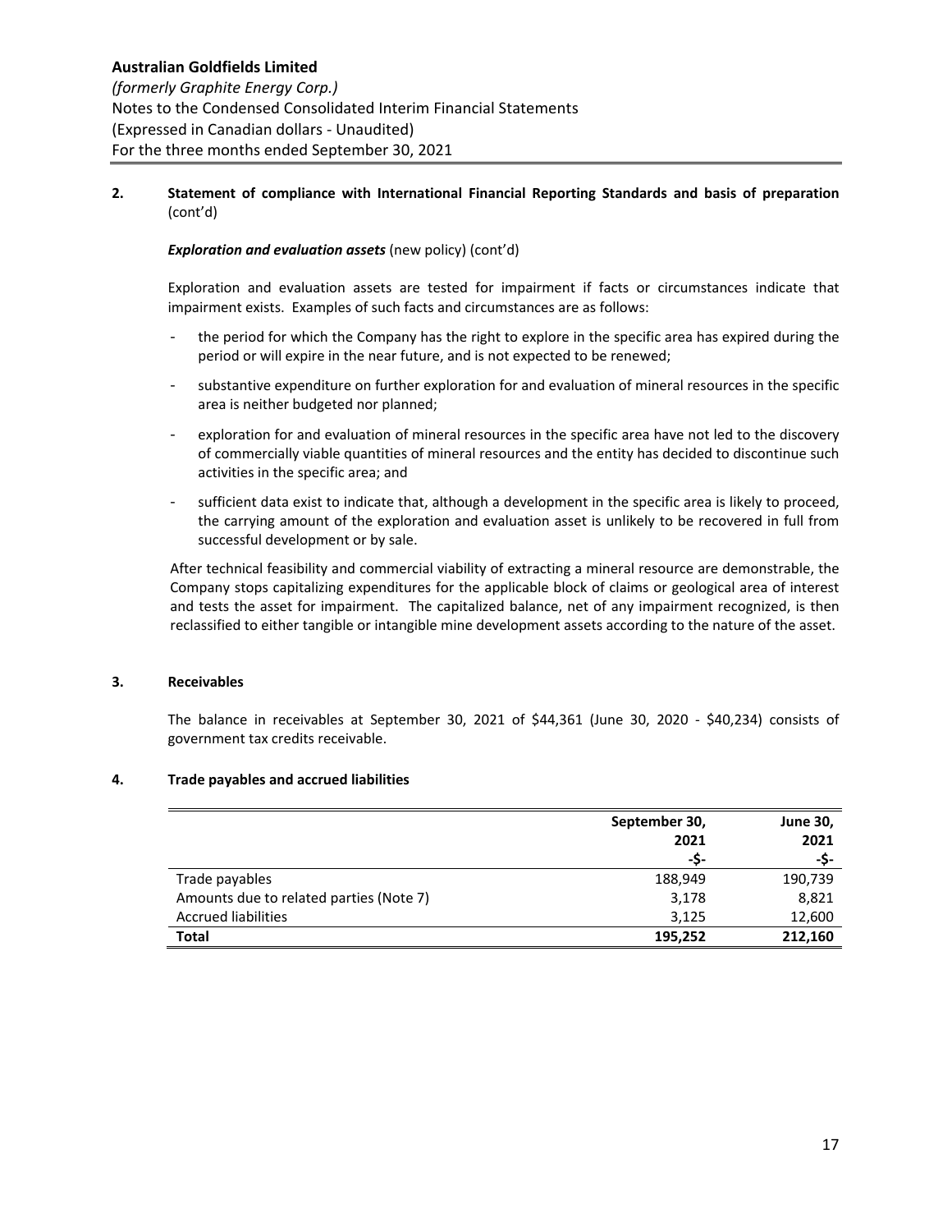## 2. Statement of compliance with International Financial Reporting Standards and basis of preparation (cont'd)

***Exploration and evaluation assets*** (new policy) (cont'd)

Exploration and evaluation assets are tested for impairment if facts or circumstances indicate that impairment exists. Examples of such facts and circumstances are as follows:

- the period for which the Company has the right to explore in the specific area has expired during the period or will expire in the near future, and is not expected to be renewed;
- substantive expenditure on further exploration for and evaluation of mineral resources in the specific area is neither budgeted nor planned;
- exploration for and evaluation of mineral resources in the specific area have not led to the discovery of commercially viable quantities of mineral resources and the entity has decided to discontinue such activities in the specific area; and
- sufficient data exist to indicate that, although a development in the specific area is likely to proceed, the carrying amount of the exploration and evaluation asset is unlikely to be recovered in full from successful development or by sale.

After technical feasibility and commercial viability of extracting a mineral resource are demonstrable, the Company stops capitalizing expenditures for the applicable block of claims or geological area of interest and tests the asset for impairment. The capitalized balance, net of any impairment recognized, is then reclassified to either tangible or intangible mine development assets according to the nature of the asset.

## 3. Receivables

The balance in receivables at September 30, 2021 of $44,361 (June 30, 2020 - $40,234) consists of government tax credits receivable.

## 4. Trade payables and accrued liabilities

| | September 30, 2021 -$- | June 30, 2021 -$- |
|---|---|---|
| Trade payables | 188,949 | 190,739 |
| Amounts due to related parties (Note 7) | 3,178 | 8,821 |
| Accrued liabilities | 3,125 | 12,600 |
| **Total** | **195,252** | **212,160** |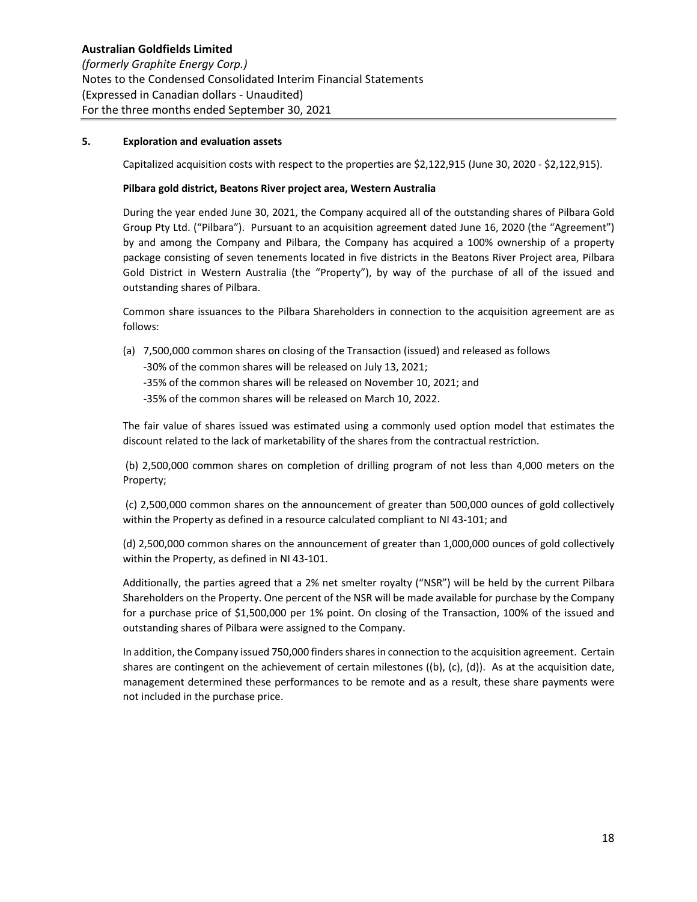## 5. Exploration and evaluation assets

Capitalized acquisition costs with respect to the properties are $2,122,915 (June 30, 2020 - $2,122,915).

**Pilbara gold district, Beatons River project area, Western Australia**

During the year ended June 30, 2021, the Company acquired all of the outstanding shares of Pilbara Gold Group Pty Ltd. ("Pilbara"). Pursuant to an acquisition agreement dated June 16, 2020 (the "Agreement") by and among the Company and Pilbara, the Company has acquired a 100% ownership of a property package consisting of seven tenements located in five districts in the Beatons River Project area, Pilbara Gold District in Western Australia (the "Property"), by way of the purchase of all of the issued and outstanding shares of Pilbara.

Common share issuances to the Pilbara Shareholders in connection to the acquisition agreement are as follows:

(a) 7,500,000 common shares on closing of the Transaction (issued) and released as follows
- -30% of the common shares will be released on July 13, 2021;
- -35% of the common shares will be released on November 10, 2021; and
- -35% of the common shares will be released on March 10, 2022.

The fair value of shares issued was estimated using a commonly used option model that estimates the discount related to the lack of marketability of the shares from the contractual restriction.

(b) 2,500,000 common shares on completion of drilling program of not less than 4,000 meters on the Property;

(c) 2,500,000 common shares on the announcement of greater than 500,000 ounces of gold collectively within the Property as defined in a resource calculated compliant to NI 43-101; and

(d) 2,500,000 common shares on the announcement of greater than 1,000,000 ounces of gold collectively within the Property, as defined in NI 43-101.

Additionally, the parties agreed that a 2% net smelter royalty ("NSR") will be held by the current Pilbara Shareholders on the Property. One percent of the NSR will be made available for purchase by the Company for a purchase price of $1,500,000 per 1% point. On closing of the Transaction, 100% of the issued and outstanding shares of Pilbara were assigned to the Company.

In addition, the Company issued 750,000 finders shares in connection to the acquisition agreement. Certain shares are contingent on the achievement of certain milestones ((b), (c), (d)). As at the acquisition date, management determined these performances to be remote and as a result, these share payments were not included in the purchase price.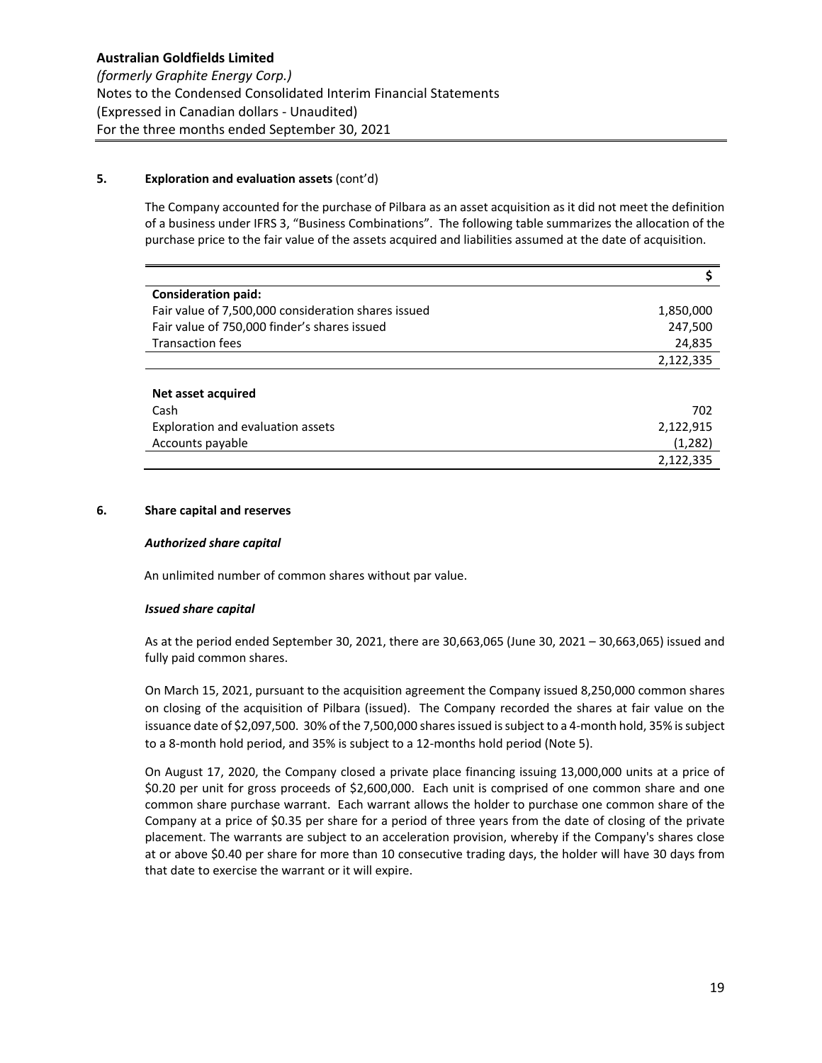### 5. Exploration and evaluation assets (cont'd)

The Company accounted for the purchase of Pilbara as an asset acquisition as it did not meet the definition of a business under IFRS 3, "Business Combinations". The following table summarizes the allocation of the purchase price to the fair value of the assets acquired and liabilities assumed at the date of acquisition.

| | $ |
|---|---|
| **Consideration paid:** | |
| Fair value of 7,500,000 consideration shares issued | 1,850,000 |
| Fair value of 750,000 finder's shares issued | 247,500 |
| Transaction fees | 24,835 |
| | 2,122,335 |
| | |
| **Net asset acquired** | |
| Cash | 702 |
| Exploration and evaluation assets | 2,122,915 |
| Accounts payable | (1,282) |
| | 2,122,335 |

### 6. Share capital and reserves

***Authorized share capital***

An unlimited number of common shares without par value.

***Issued share capital***

As at the period ended September 30, 2021, there are 30,663,065 (June 30, 2021 – 30,663,065) issued and fully paid common shares.

On March 15, 2021, pursuant to the acquisition agreement the Company issued 8,250,000 common shares on closing of the acquisition of Pilbara (issued). The Company recorded the shares at fair value on the issuance date of $2,097,500. 30% of the 7,500,000 shares issued is subject to a 4-month hold, 35% is subject to a 8-month hold period, and 35% is subject to a 12-months hold period (Note 5).

On August 17, 2020, the Company closed a private place financing issuing 13,000,000 units at a price of $0.20 per unit for gross proceeds of $2,600,000. Each unit is comprised of one common share and one common share purchase warrant. Each warrant allows the holder to purchase one common share of the Company at a price of $0.35 per share for a period of three years from the date of closing of the private placement. The warrants are subject to an acceleration provision, whereby if the Company's shares close at or above $0.40 per share for more than 10 consecutive trading days, the holder will have 30 days from that date to exercise the warrant or it will expire.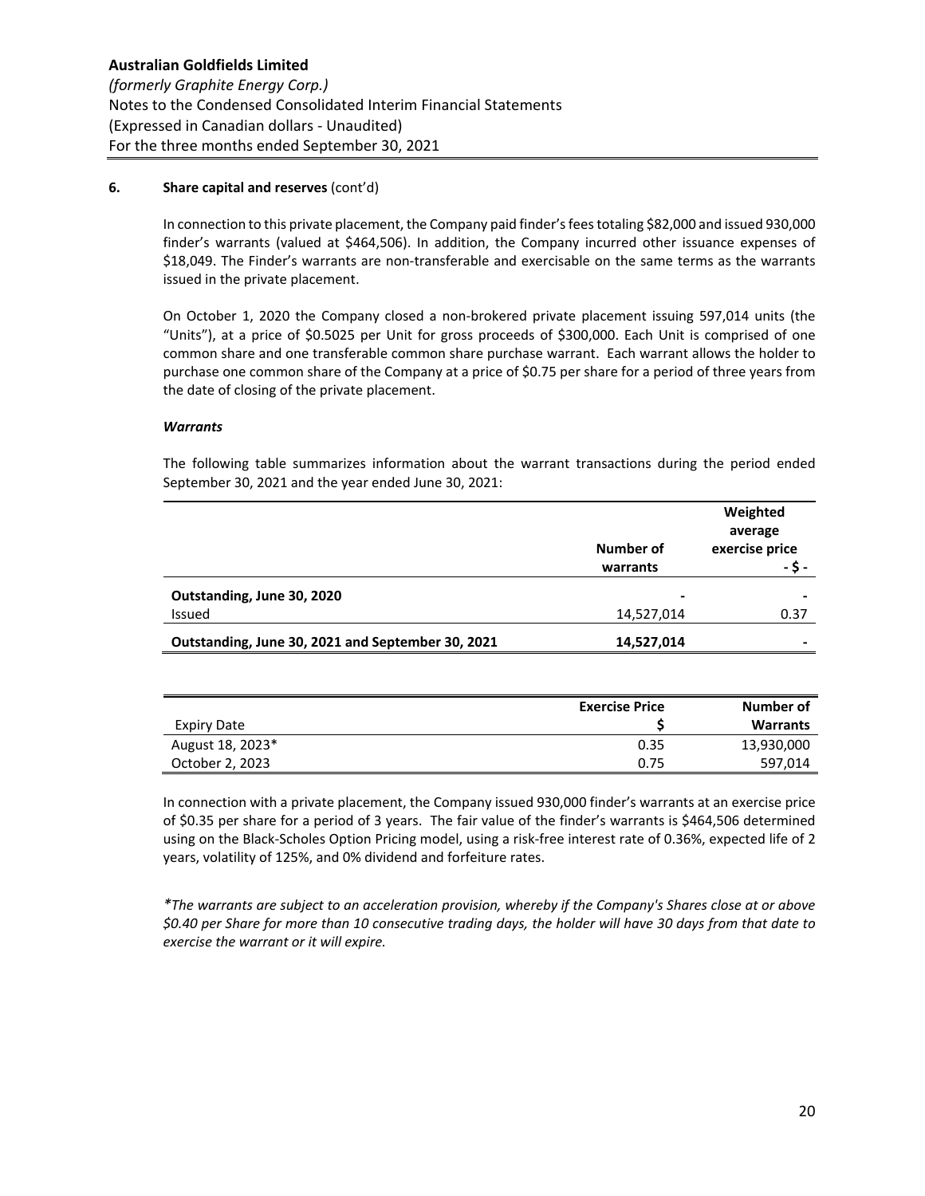**6. Share capital and reserves** (cont'd)

In connection to this private placement, the Company paid finder's fees totaling $82,000 and issued 930,000 finder's warrants (valued at $464,506). In addition, the Company incurred other issuance expenses of $18,049. The Finder's warrants are non-transferable and exercisable on the same terms as the warrants issued in the private placement.

On October 1, 2020 the Company closed a non-brokered private placement issuing 597,014 units (the "Units"), at a price of $0.5025 per Unit for gross proceeds of $300,000. Each Unit is comprised of one common share and one transferable common share purchase warrant. Each warrant allows the holder to purchase one common share of the Company at a price of $0.75 per share for a period of three years from the date of closing of the private placement.

***Warrants***

The following table summarizes information about the warrant transactions during the period ended September 30, 2021 and the year ended June 30, 2021:

| | Number of warrants | Weighted average exercise price - $ - |
|---|---|---|
| **Outstanding, June 30, 2020** | - | - |
| Issued | 14,527,014 | 0.37 |
| **Outstanding, June 30, 2021 and September 30, 2021** | **14,527,014** | - |

| Expiry Date | Exercise Price $ | Number of Warrants |
|---|---|---|
| August 18, 2023* | 0.35 | 13,930,000 |
| October 2, 2023 | 0.75 | 597,014 |

In connection with a private placement, the Company issued 930,000 finder's warrants at an exercise price of $0.35 per share for a period of 3 years. The fair value of the finder's warrants is $464,506 determined using on the Black-Scholes Option Pricing model, using a risk-free interest rate of 0.36%, expected life of 2 years, volatility of 125%, and 0% dividend and forfeiture rates.

*\*The warrants are subject to an acceleration provision, whereby if the Company's Shares close at or above $0.40 per Share for more than 10 consecutive trading days, the holder will have 30 days from that date to exercise the warrant or it will expire.*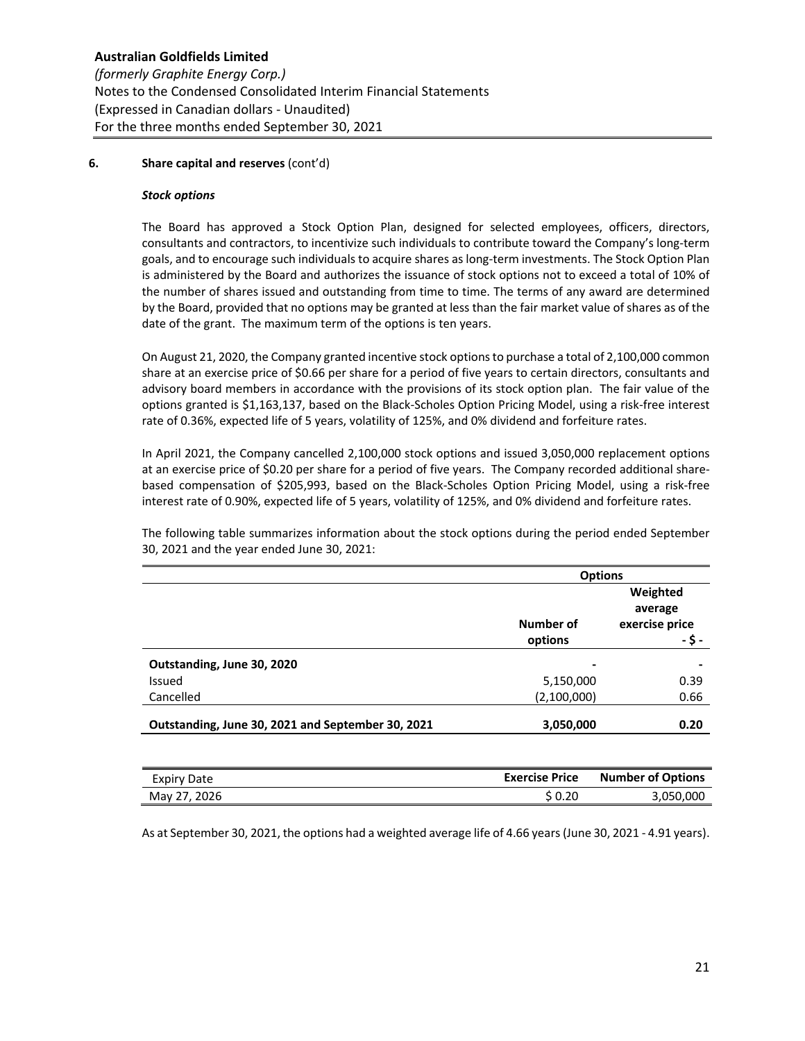**Australian Goldfields Limited**

*(formerly Graphite Energy Corp.)*

Notes to the Condensed Consolidated Interim Financial Statements

(Expressed in Canadian dollars - Unaudited)

For the three months ended September 30, 2021

**6. Share capital and reserves** (cont'd)

***Stock options***

The Board has approved a Stock Option Plan, designed for selected employees, officers, directors, consultants and contractors, to incentivize such individuals to contribute toward the Company's long-term goals, and to encourage such individuals to acquire shares as long-term investments. The Stock Option Plan is administered by the Board and authorizes the issuance of stock options not to exceed a total of 10% of the number of shares issued and outstanding from time to time. The terms of any award are determined by the Board, provided that no options may be granted at less than the fair market value of shares as of the date of the grant. The maximum term of the options is ten years.

On August 21, 2020, the Company granted incentive stock options to purchase a total of 2,100,000 common share at an exercise price of $0.66 per share for a period of five years to certain directors, consultants and advisory board members in accordance with the provisions of its stock option plan. The fair value of the options granted is $1,163,137, based on the Black-Scholes Option Pricing Model, using a risk-free interest rate of 0.36%, expected life of 5 years, volatility of 125%, and 0% dividend and forfeiture rates.

In April 2021, the Company cancelled 2,100,000 stock options and issued 3,050,000 replacement options at an exercise price of $0.20 per share for a period of five years. The Company recorded additional share-based compensation of $205,993, based on the Black-Scholes Option Pricing Model, using a risk-free interest rate of 0.90%, expected life of 5 years, volatility of 125%, and 0% dividend and forfeiture rates.

The following table summarizes information about the stock options during the period ended September 30, 2021 and the year ended June 30, 2021:

| | Options | |
|---|---|---|
| | Number of options | Weighted average exercise price - $ - |
| **Outstanding, June 30, 2020** | - | - |
| Issued | 5,150,000 | 0.39 |
| Cancelled | (2,100,000) | 0.66 |
| **Outstanding, June 30, 2021 and September 30, 2021** | **3,050,000** | **0.20** |

| Expiry Date | Exercise Price | Number of Options |
|---|---|---|
| May 27, 2026 | $ 0.20 | 3,050,000 |

As at September 30, 2021, the options had a weighted average life of 4.66 years (June 30, 2021 - 4.91 years).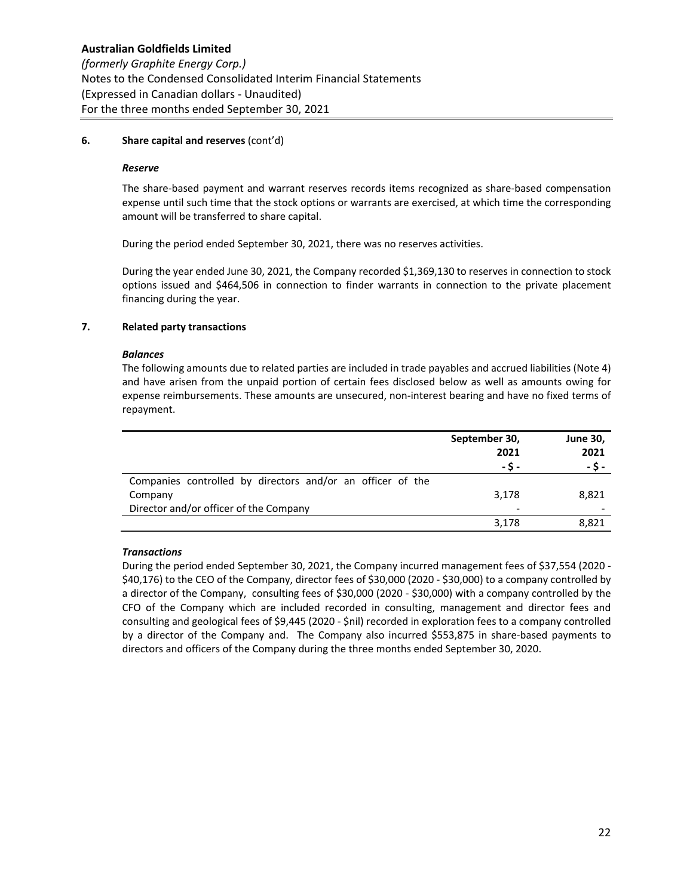**6. Share capital and reserves** (cont'd)

***Reserve***

The share-based payment and warrant reserves records items recognized as share-based compensation expense until such time that the stock options or warrants are exercised, at which time the corresponding amount will be transferred to share capital.

During the period ended September 30, 2021, there was no reserves activities.

During the year ended June 30, 2021, the Company recorded $1,369,130 to reserves in connection to stock options issued and $464,506 in connection to finder warrants in connection to the private placement financing during the year.

**7. Related party transactions**

***Balances***

The following amounts due to related parties are included in trade payables and accrued liabilities (Note 4) and have arisen from the unpaid portion of certain fees disclosed below as well as amounts owing for expense reimbursements. These amounts are unsecured, non-interest bearing and have no fixed terms of repayment.

| | September 30, 2021 - $ - | June 30, 2021 - $ - |
|---|---|---|
| Companies controlled by directors and/or an officer of the Company | 3,178 | 8,821 |
| Director and/or officer of the Company | - | - |
| | 3,178 | 8,821 |

***Transactions***

During the period ended September 30, 2021, the Company incurred management fees of $37,554 (2020 - $40,176) to the CEO of the Company, director fees of $30,000 (2020 - $30,000) to a company controlled by a director of the Company, consulting fees of $30,000 (2020 - $30,000) with a company controlled by the CFO of the Company which are included recorded in consulting, management and director fees and consulting and geological fees of $9,445 (2020 - $nil) recorded in exploration fees to a company controlled by a director of the Company and. The Company also incurred $553,875 in share-based payments to directors and officers of the Company during the three months ended September 30, 2020.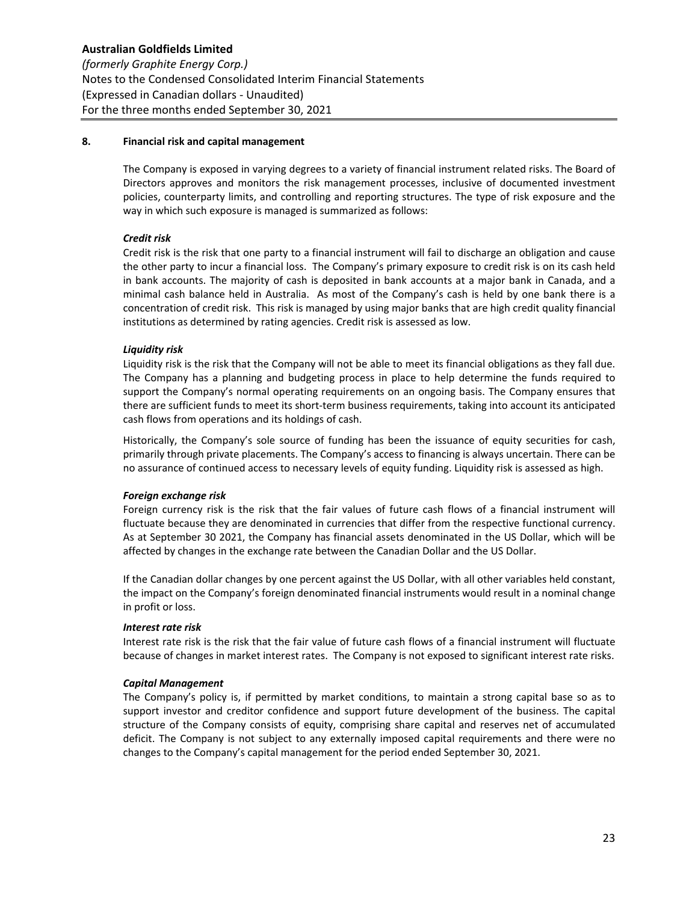## 8. Financial risk and capital management

The Company is exposed in varying degrees to a variety of financial instrument related risks. The Board of Directors approves and monitors the risk management processes, inclusive of documented investment policies, counterparty limits, and controlling and reporting structures. The type of risk exposure and the way in which such exposure is managed is summarized as follows:

***Credit risk***

Credit risk is the risk that one party to a financial instrument will fail to discharge an obligation and cause the other party to incur a financial loss. The Company's primary exposure to credit risk is on its cash held in bank accounts. The majority of cash is deposited in bank accounts at a major bank in Canada, and a minimal cash balance held in Australia. As most of the Company's cash is held by one bank there is a concentration of credit risk. This risk is managed by using major banks that are high credit quality financial institutions as determined by rating agencies. Credit risk is assessed as low.

***Liquidity risk***

Liquidity risk is the risk that the Company will not be able to meet its financial obligations as they fall due. The Company has a planning and budgeting process in place to help determine the funds required to support the Company's normal operating requirements on an ongoing basis. The Company ensures that there are sufficient funds to meet its short-term business requirements, taking into account its anticipated cash flows from operations and its holdings of cash.

Historically, the Company's sole source of funding has been the issuance of equity securities for cash, primarily through private placements. The Company's access to financing is always uncertain. There can be no assurance of continued access to necessary levels of equity funding. Liquidity risk is assessed as high.

***Foreign exchange risk***

Foreign currency risk is the risk that the fair values of future cash flows of a financial instrument will fluctuate because they are denominated in currencies that differ from the respective functional currency. As at September 30 2021, the Company has financial assets denominated in the US Dollar, which will be affected by changes in the exchange rate between the Canadian Dollar and the US Dollar.

If the Canadian dollar changes by one percent against the US Dollar, with all other variables held constant, the impact on the Company's foreign denominated financial instruments would result in a nominal change in profit or loss.

***Interest rate risk***

Interest rate risk is the risk that the fair value of future cash flows of a financial instrument will fluctuate because of changes in market interest rates. The Company is not exposed to significant interest rate risks.

***Capital Management***

The Company's policy is, if permitted by market conditions, to maintain a strong capital base so as to support investor and creditor confidence and support future development of the business. The capital structure of the Company consists of equity, comprising share capital and reserves net of accumulated deficit. The Company is not subject to any externally imposed capital requirements and there were no changes to the Company's capital management for the period ended September 30, 2021.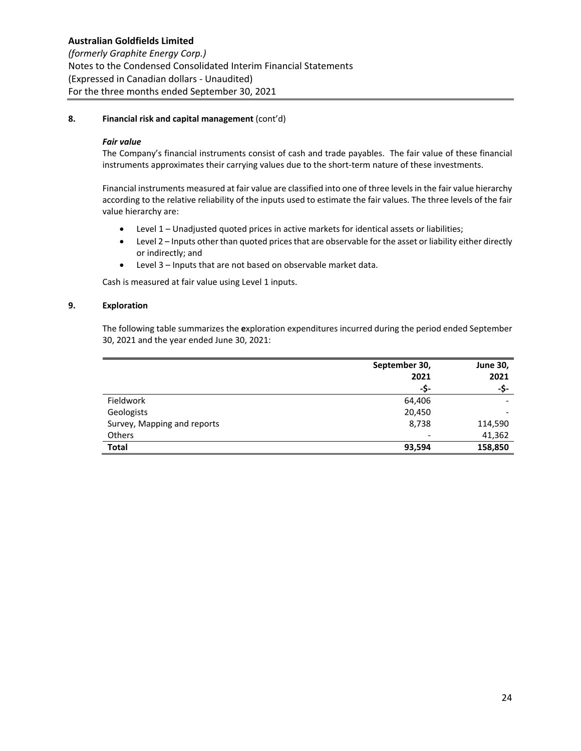**Australian Goldfields Limited**
*(formerly Graphite Energy Corp.)*
Notes to the Condensed Consolidated Interim Financial Statements
(Expressed in Canadian dollars - Unaudited)
For the three months ended September 30, 2021

**8. Financial risk and capital management** (cont'd)

***Fair value***

The Company's financial instruments consist of cash and trade payables. The fair value of these financial instruments approximates their carrying values due to the short-term nature of these investments.

Financial instruments measured at fair value are classified into one of three levels in the fair value hierarchy according to the relative reliability of the inputs used to estimate the fair values. The three levels of the fair value hierarchy are:

- Level 1 – Unadjusted quoted prices in active markets for identical assets or liabilities;
- Level 2 – Inputs other than quoted prices that are observable for the asset or liability either directly or indirectly; and
- Level 3 – Inputs that are not based on observable market data.

Cash is measured at fair value using Level 1 inputs.

**9. Exploration**

The following table summarizes the **e**xploration expenditures incurred during the period ended September 30, 2021 and the year ended June 30, 2021:

| | **September 30, 2021** | **June 30, 2021** |
|---|---|---|
| | **-$-** | **-$-** |
| Fieldwork | 64,406 | - |
| Geologists | 20,450 | - |
| Survey, Mapping and reports | 8,738 | 114,590 |
| Others | - | 41,362 |
| **Total** | **93,594** | **158,850** |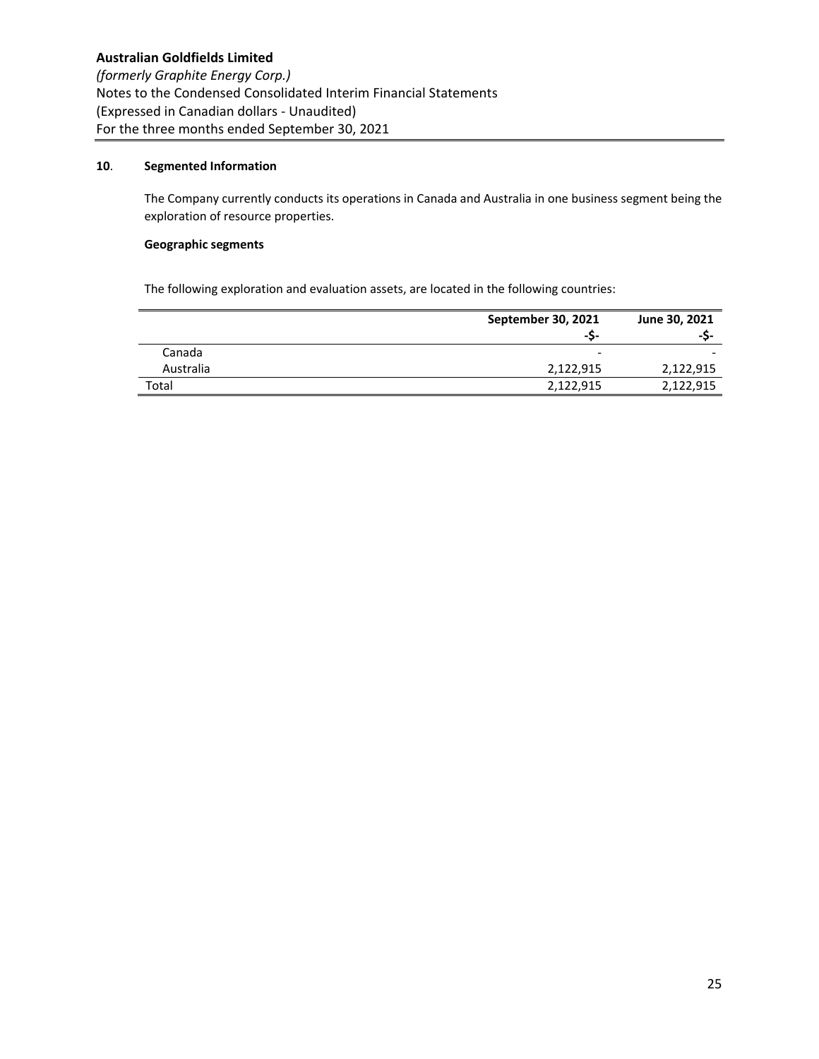## 10. Segmented Information

The Company currently conducts its operations in Canada and Australia in one business segment being the exploration of resource properties.

### Geographic segments

The following exploration and evaluation assets, are located in the following countries:

| | September 30, 2021 -$- | June 30, 2021 -$- |
|---|---|---|
| Canada | - | - |
| Australia | 2,122,915 | 2,122,915 |
| Total | 2,122,915 | 2,122,915 |